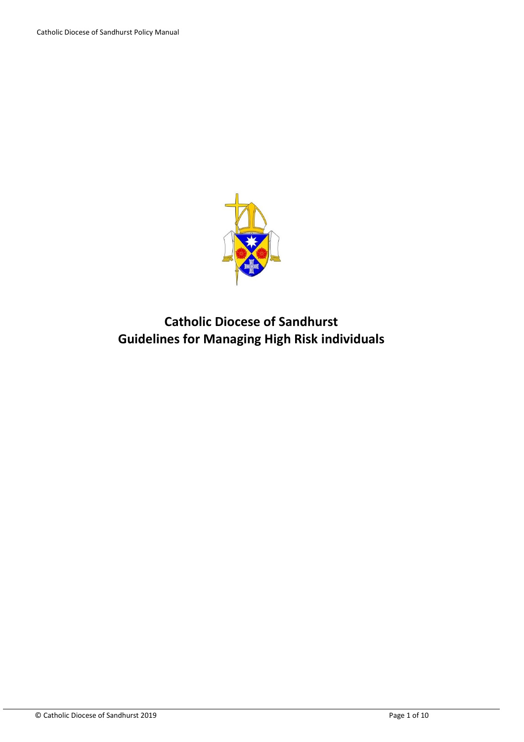# Catholic Diocese of Sandhurst
# Guidelines for Managing High Risk individuals

© Catholic Diocese of Sandhurst 2019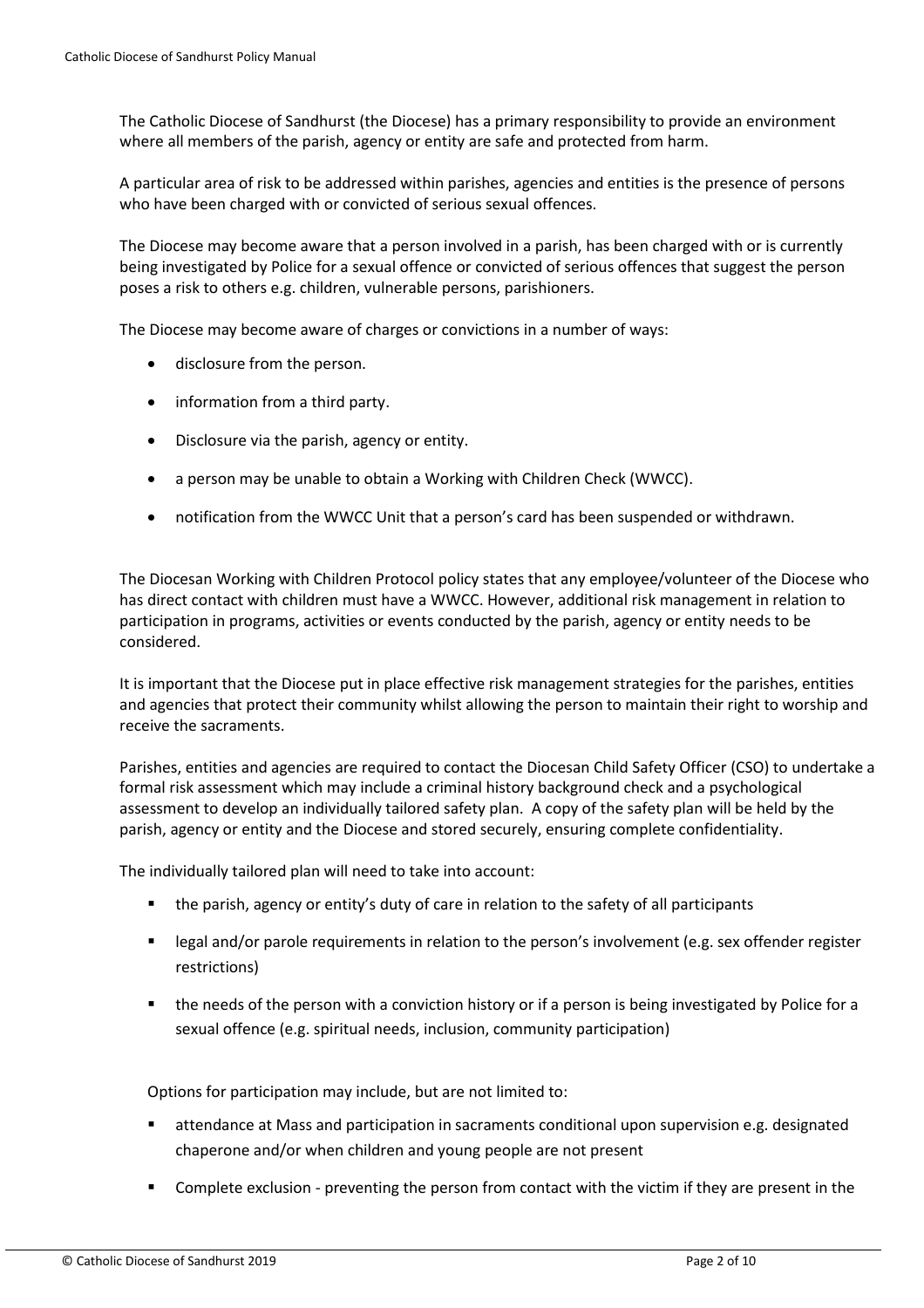The Catholic Diocese of Sandhurst (the Diocese) has a primary responsibility to provide an environment where all members of the parish, agency or entity are safe and protected from harm.

A particular area of risk to be addressed within parishes, agencies and entities is the presence of persons who have been charged with or convicted of serious sexual offences.

The Diocese may become aware that a person involved in a parish, has been charged with or is currently being investigated by Police for a sexual offence or convicted of serious offences that suggest the person poses a risk to others e.g. children, vulnerable persons, parishioners.

The Diocese may become aware of charges or convictions in a number of ways:

- disclosure from the person.
- information from a third party.
- Disclosure via the parish, agency or entity.
- a person may be unable to obtain a Working with Children Check (WWCC).
- notification from the WWCC Unit that a person's card has been suspended or withdrawn.

The Diocesan Working with Children Protocol policy states that any employee/volunteer of the Diocese who has direct contact with children must have a WWCC. However, additional risk management in relation to participation in programs, activities or events conducted by the parish, agency or entity needs to be considered.

It is important that the Diocese put in place effective risk management strategies for the parishes, entities and agencies that protect their community whilst allowing the person to maintain their right to worship and receive the sacraments.

Parishes, entities and agencies are required to contact the Diocesan Child Safety Officer (CSO) to undertake a formal risk assessment which may include a criminal history background check and a psychological assessment to develop an individually tailored safety plan. A copy of the safety plan will be held by the parish, agency or entity and the Diocese and stored securely, ensuring complete confidentiality.

The individually tailored plan will need to take into account:

- the parish, agency or entity's duty of care in relation to the safety of all participants
- legal and/or parole requirements in relation to the person's involvement (e.g. sex offender register restrictions)
- the needs of the person with a conviction history or if a person is being investigated by Police for a sexual offence (e.g. spiritual needs, inclusion, community participation)

Options for participation may include, but are not limited to:

- attendance at Mass and participation in sacraments conditional upon supervision e.g. designated chaperone and/or when children and young people are not present
- Complete exclusion - preventing the person from contact with the victim if they are present in the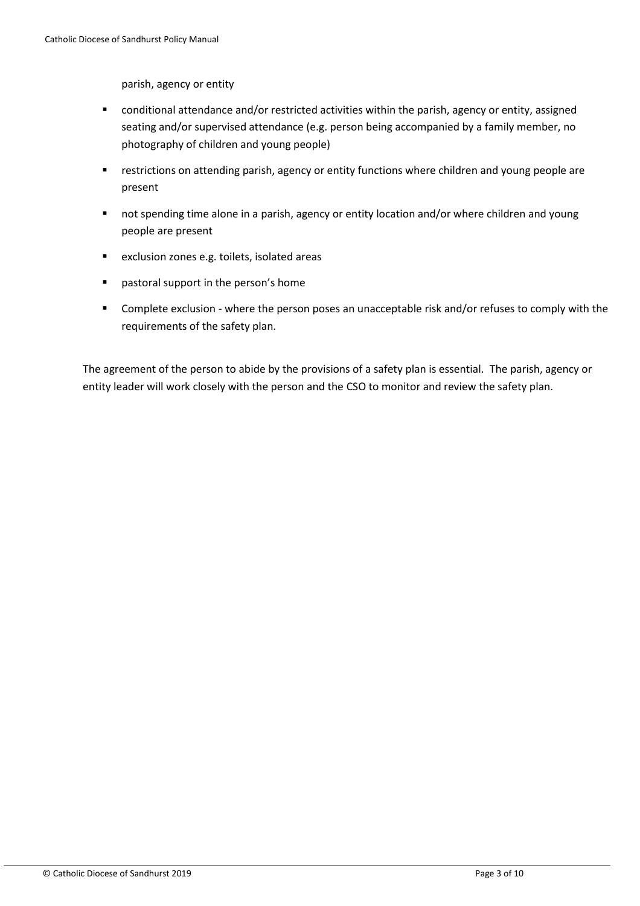parish, agency or entity

- conditional attendance and/or restricted activities within the parish, agency or entity, assigned seating and/or supervised attendance (e.g. person being accompanied by a family member, no photography of children and young people)
- restrictions on attending parish, agency or entity functions where children and young people are present
- not spending time alone in a parish, agency or entity location and/or where children and young people are present
- exclusion zones e.g. toilets, isolated areas
- pastoral support in the person's home
- Complete exclusion - where the person poses an unacceptable risk and/or refuses to comply with the requirements of the safety plan.

The agreement of the person to abide by the provisions of a safety plan is essential. The parish, agency or entity leader will work closely with the person and the CSO to monitor and review the safety plan.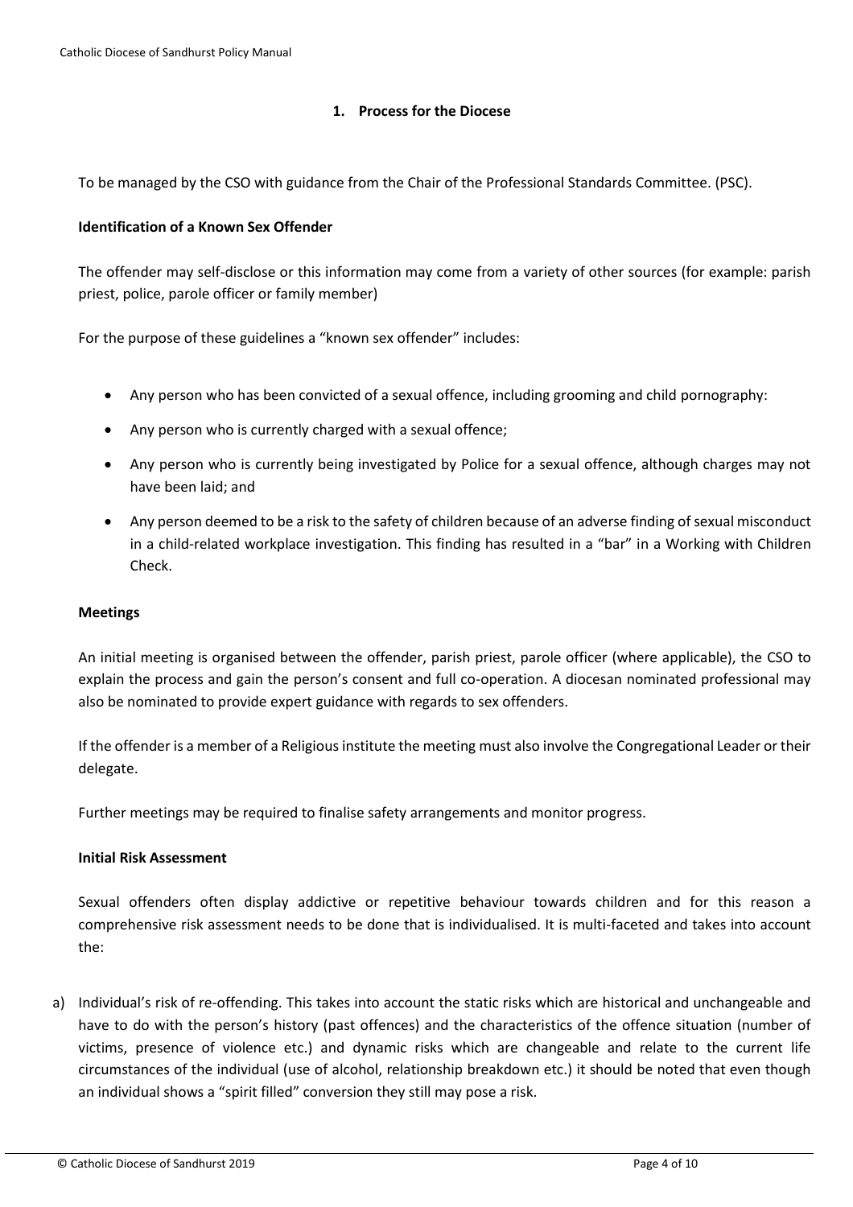## 1. Process for the Diocese

To be managed by the CSO with guidance from the Chair of the Professional Standards Committee. (PSC).

**Identification of a Known Sex Offender**

The offender may self-disclose or this information may come from a variety of other sources (for example: parish priest, police, parole officer or family member)

For the purpose of these guidelines a "known sex offender" includes:

- Any person who has been convicted of a sexual offence, including grooming and child pornography:
- Any person who is currently charged with a sexual offence;
- Any person who is currently being investigated by Police for a sexual offence, although charges may not have been laid; and
- Any person deemed to be a risk to the safety of children because of an adverse finding of sexual misconduct in a child-related workplace investigation. This finding has resulted in a "bar" in a Working with Children Check.

**Meetings**

An initial meeting is organised between the offender, parish priest, parole officer (where applicable), the CSO to explain the process and gain the person's consent and full co-operation. A diocesan nominated professional may also be nominated to provide expert guidance with regards to sex offenders.

If the offender is a member of a Religious institute the meeting must also involve the Congregational Leader or their delegate.

Further meetings may be required to finalise safety arrangements and monitor progress.

**Initial Risk Assessment**

Sexual offenders often display addictive or repetitive behaviour towards children and for this reason a comprehensive risk assessment needs to be done that is individualised. It is multi-faceted and takes into account the:

a) Individual's risk of re-offending. This takes into account the static risks which are historical and unchangeable and have to do with the person's history (past offences) and the characteristics of the offence situation (number of victims, presence of violence etc.) and dynamic risks which are changeable and relate to the current life circumstances of the individual (use of alcohol, relationship breakdown etc.) it should be noted that even though an individual shows a "spirit filled" conversion they still may pose a risk.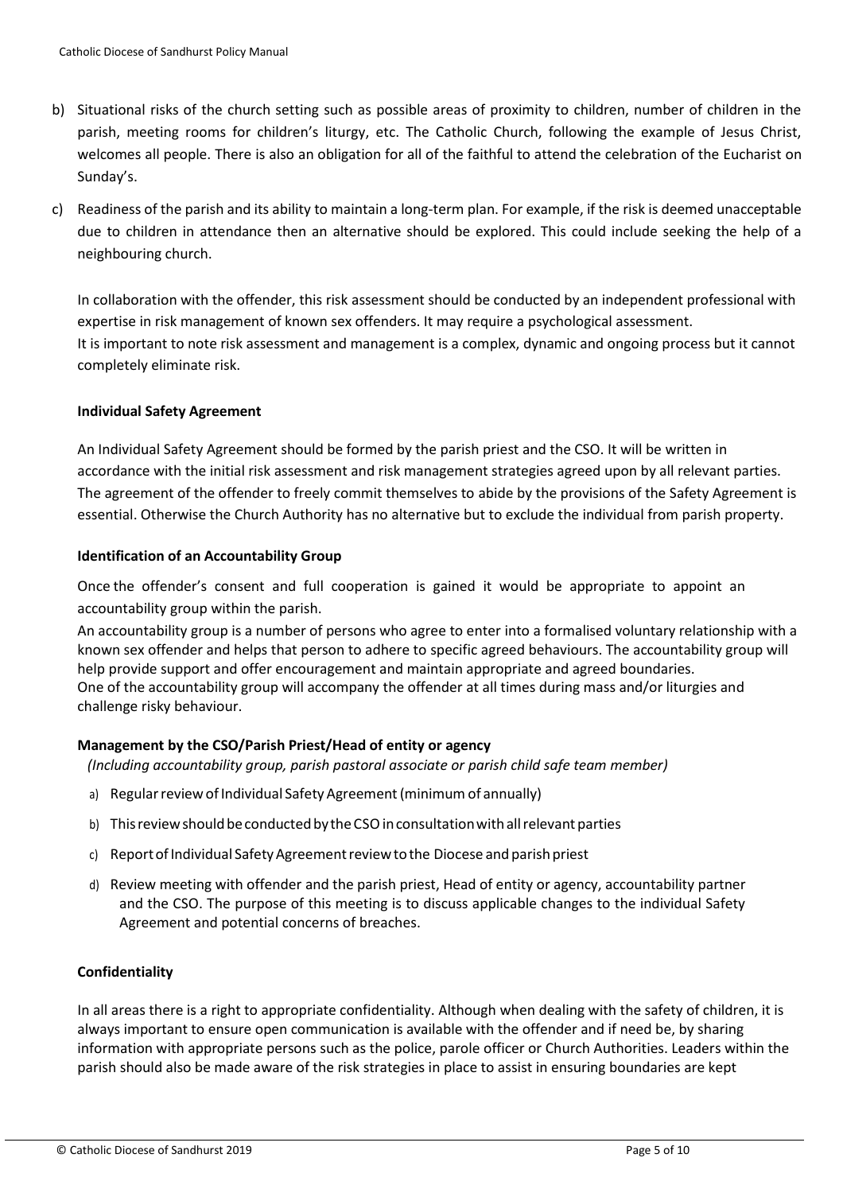b) Situational risks of the church setting such as possible areas of proximity to children, number of children in the parish, meeting rooms for children's liturgy, etc. The Catholic Church, following the example of Jesus Christ, welcomes all people. There is also an obligation for all of the faithful to attend the celebration of the Eucharist on Sunday's.

c) Readiness of the parish and its ability to maintain a long-term plan. For example, if the risk is deemed unacceptable due to children in attendance then an alternative should be explored. This could include seeking the help of a neighbouring church.

In collaboration with the offender, this risk assessment should be conducted by an independent professional with expertise in risk management of known sex offenders. It may require a psychological assessment.
It is important to note risk assessment and management is a complex, dynamic and ongoing process but it cannot completely eliminate risk.

**Individual Safety Agreement**

An Individual Safety Agreement should be formed by the parish priest and the CSO. It will be written in accordance with the initial risk assessment and risk management strategies agreed upon by all relevant parties. The agreement of the offender to freely commit themselves to abide by the provisions of the Safety Agreement is essential. Otherwise the Church Authority has no alternative but to exclude the individual from parish property.

**Identification of an Accountability Group**

Once the offender's consent and full cooperation is gained it would be appropriate to appoint an accountability group within the parish.

An accountability group is a number of persons who agree to enter into a formalised voluntary relationship with a known sex offender and helps that person to adhere to specific agreed behaviours. The accountability group will help provide support and offer encouragement and maintain appropriate and agreed boundaries.
One of the accountability group will accompany the offender at all times during mass and/or liturgies and challenge risky behaviour.

**Management by the CSO/Parish Priest/Head of entity or agency**

*(Including accountability group, parish pastoral associate or parish child safe team member)*

a) Regular review of Individual Safety Agreement (minimum of annually)

b) This review should be conducted by the CSO in consultation with all relevant parties

c) Report of Individual Safety Agreement review to the Diocese and parish priest

d) Review meeting with offender and the parish priest, Head of entity or agency, accountability partner and the CSO. The purpose of this meeting is to discuss applicable changes to the individual Safety Agreement and potential concerns of breaches.

**Confidentiality**

In all areas there is a right to appropriate confidentiality. Although when dealing with the safety of children, it is always important to ensure open communication is available with the offender and if need be, by sharing information with appropriate persons such as the police, parole officer or Church Authorities. Leaders within the parish should also be made aware of the risk strategies in place to assist in ensuring boundaries are kept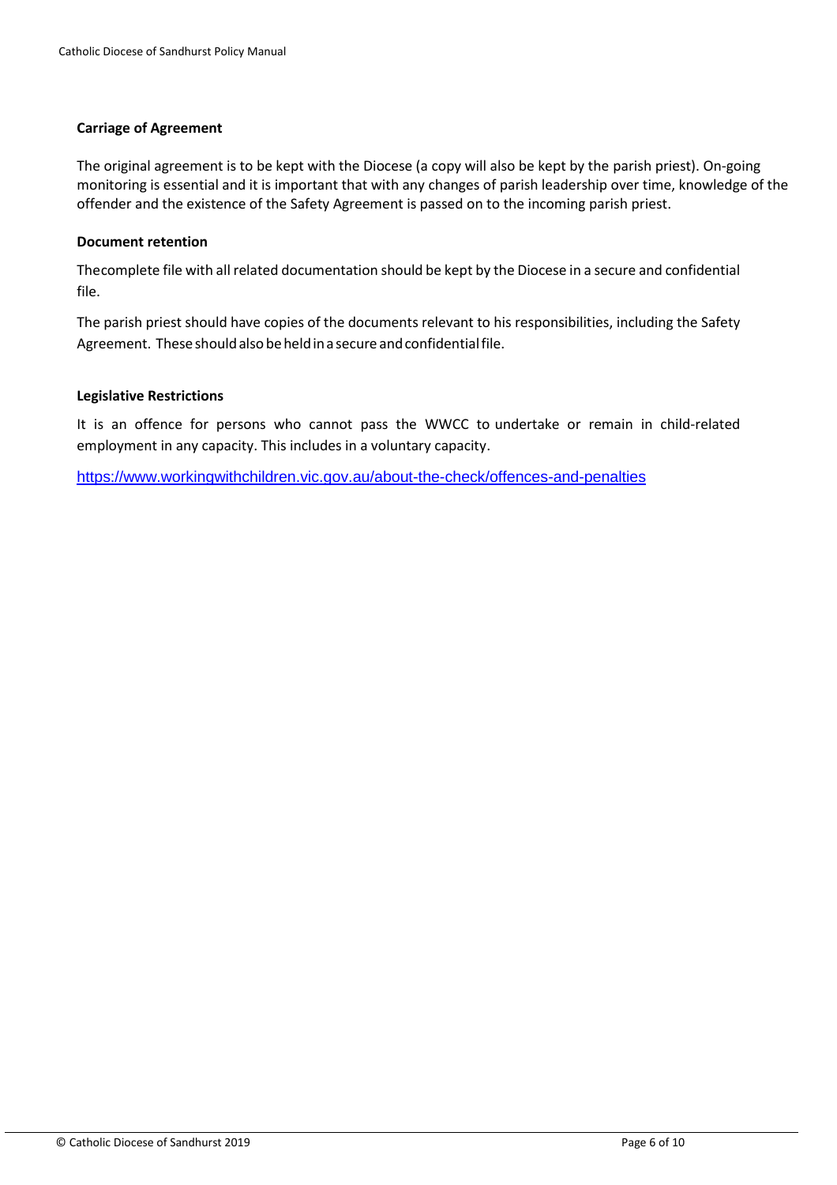**Carriage of Agreement**

The original agreement is to be kept with the Diocese (a copy will also be kept by the parish priest). On-going monitoring is essential and it is important that with any changes of parish leadership over time, knowledge of the offender and the existence of the Safety Agreement is passed on to the incoming parish priest.

**Document retention**

Thecomplete file with all related documentation should be kept by the Diocese in a secure and confidential file.

The parish priest should have copies of the documents relevant to his responsibilities, including the Safety Agreement. These should also be held in a secure and confidential file.

**Legislative Restrictions**

It is an offence for persons who cannot pass the WWCC to undertake or remain in child-related employment in any capacity. This includes in a voluntary capacity.

https://www.workingwithchildren.vic.gov.au/about-the-check/offences-and-penalties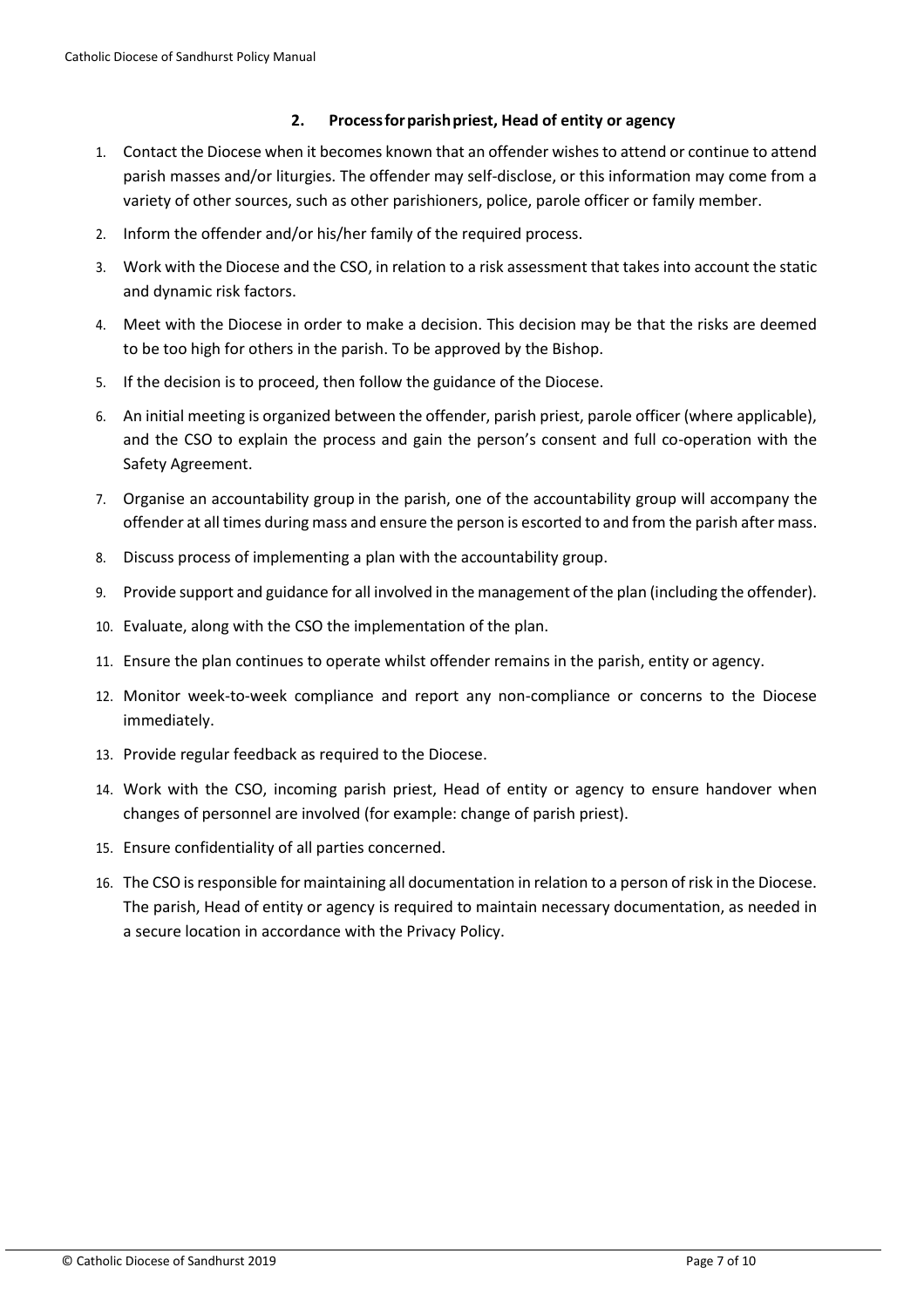## 2. Process for parish priest, Head of entity or agency

1. Contact the Diocese when it becomes known that an offender wishes to attend or continue to attend parish masses and/or liturgies. The offender may self-disclose, or this information may come from a variety of other sources, such as other parishioners, police, parole officer or family member.
2. Inform the offender and/or his/her family of the required process.
3. Work with the Diocese and the CSO, in relation to a risk assessment that takes into account the static and dynamic risk factors.
4. Meet with the Diocese in order to make a decision. This decision may be that the risks are deemed to be too high for others in the parish. To be approved by the Bishop.
5. If the decision is to proceed, then follow the guidance of the Diocese.
6. An initial meeting is organized between the offender, parish priest, parole officer (where applicable), and the CSO to explain the process and gain the person's consent and full co-operation with the Safety Agreement.
7. Organise an accountability group in the parish, one of the accountability group will accompany the offender at all times during mass and ensure the person is escorted to and from the parish after mass.
8. Discuss process of implementing a plan with the accountability group.
9. Provide support and guidance for all involved in the management of the plan (including the offender).
10. Evaluate, along with the CSO the implementation of the plan.
11. Ensure the plan continues to operate whilst offender remains in the parish, entity or agency.
12. Monitor week-to-week compliance and report any non-compliance or concerns to the Diocese immediately.
13. Provide regular feedback as required to the Diocese.
14. Work with the CSO, incoming parish priest, Head of entity or agency to ensure handover when changes of personnel are involved (for example: change of parish priest).
15. Ensure confidentiality of all parties concerned.
16. The CSO is responsible for maintaining all documentation in relation to a person of risk in the Diocese. The parish, Head of entity or agency is required to maintain necessary documentation, as needed in a secure location in accordance with the Privacy Policy.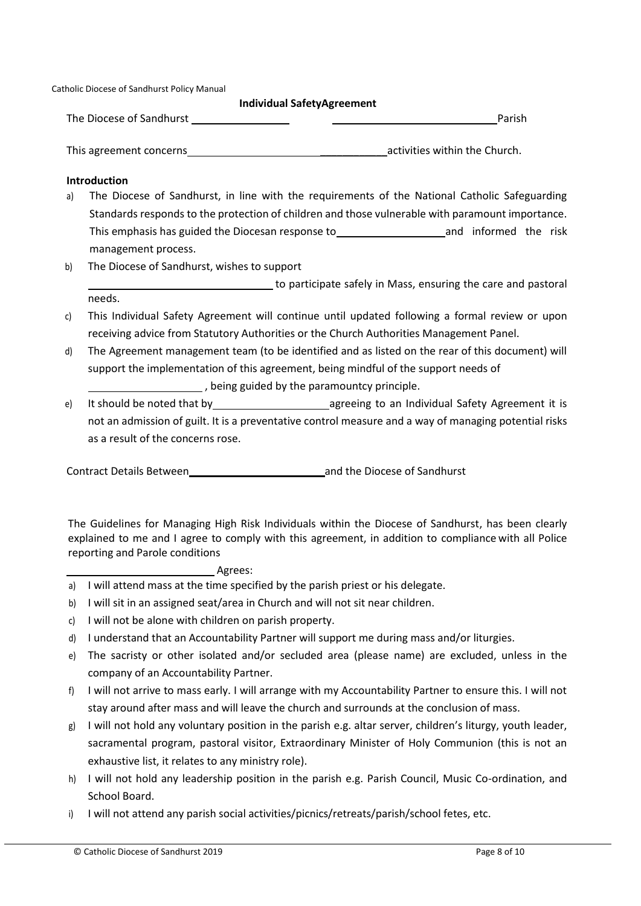Catholic Diocese of Sandhurst Policy Manual

**Individual SafetyAgreement**

The Diocese of Sandhurst ________________ ____________________________ Parish

This agreement concerns ______________________ ___________ activities within the Church.

**Introduction**

a) The Diocese of Sandhurst, in line with the requirements of the National Catholic Safeguarding Standards responds to the protection of children and those vulnerable with paramount importance. This emphasis has guided the Diocesan response to __________________ and informed the risk management process.

b) The Diocese of Sandhurst, wishes to support ________________________________ to participate safely in Mass, ensuring the care and pastoral needs.

c) This Individual Safety Agreement will continue until updated following a formal review or upon receiving advice from Statutory Authorities or the Church Authorities Management Panel.

d) The Agreement management team (to be identified and as listed on the rear of this document) will support the implementation of this agreement, being mindful of the support needs of ___________________ , being guided by the paramountcy principle.

e) It should be noted that by ____________________ agreeing to an Individual Safety Agreement it is not an admission of guilt. It is a preventative control measure and a way of managing potential risks as a result of the concerns rose.

Contract Details Between _______________________ and the Diocese of Sandhurst

The Guidelines for Managing High Risk Individuals within the Diocese of Sandhurst, has been clearly explained to me and I agree to comply with this agreement, in addition to compliance with all Police reporting and Parole conditions

_________________________ Agrees:

a) I will attend mass at the time specified by the parish priest or his delegate.
b) I will sit in an assigned seat/area in Church and will not sit near children.
c) I will not be alone with children on parish property.
d) I understand that an Accountability Partner will support me during mass and/or liturgies.
e) The sacristy or other isolated and/or secluded area (please name) are excluded, unless in the company of an Accountability Partner.
f) I will not arrive to mass early. I will arrange with my Accountability Partner to ensure this. I will not stay around after mass and will leave the church and surrounds at the conclusion of mass.
g) I will not hold any voluntary position in the parish e.g. altar server, children's liturgy, youth leader, sacramental program, pastoral visitor, Extraordinary Minister of Holy Communion (this is not an exhaustive list, it relates to any ministry role).
h) I will not hold any leadership position in the parish e.g. Parish Council, Music Co-ordination, and School Board.
i) I will not attend any parish social activities/picnics/retreats/parish/school fetes, etc.

© Catholic Diocese of Sandhurst 2019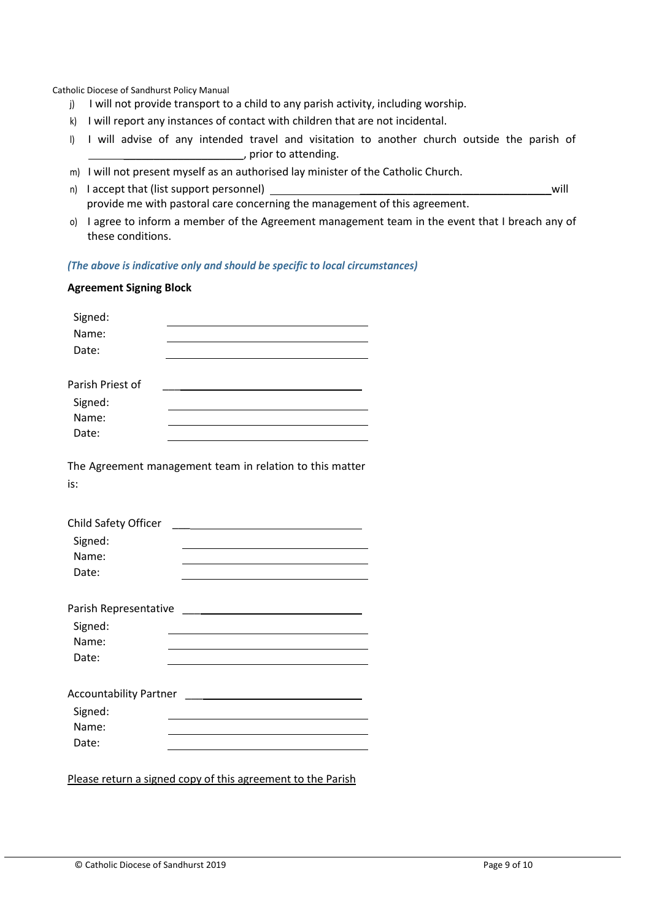j) I will not provide transport to a child to any parish activity, including worship.

k) I will report any instances of contact with children that are not incidental.

l) I will advise of any intended travel and visitation to another church outside the parish of ____________________________, prior to attending.

m) I will not present myself as an authorised lay minister of the Catholic Church.

n) I accept that (list support personnel) ______________________________________________ will provide me with pastoral care concerning the management of this agreement.

o) I agree to inform a member of the Agreement management team in the event that I breach any of these conditions.

*(The above is indicative only and should be specific to local circumstances)*

**Agreement Signing Block**

Signed: ______________________________

Name: ______________________________

Date: ______________________________

Parish Priest of ______________________________

Signed: ______________________________

Name: ______________________________

Date: ______________________________

The Agreement management team in relation to this matter is:

Child Safety Officer ______________________________

Signed: ______________________________

Name: ______________________________

Date: ______________________________

Parish Representative ______________________________

Signed: ______________________________

Name: ______________________________

Date: ______________________________

Accountability Partner ______________________________

Signed: ______________________________

Name: ______________________________

Date: ______________________________

<u>Please return a signed copy of this agreement to the Parish</u>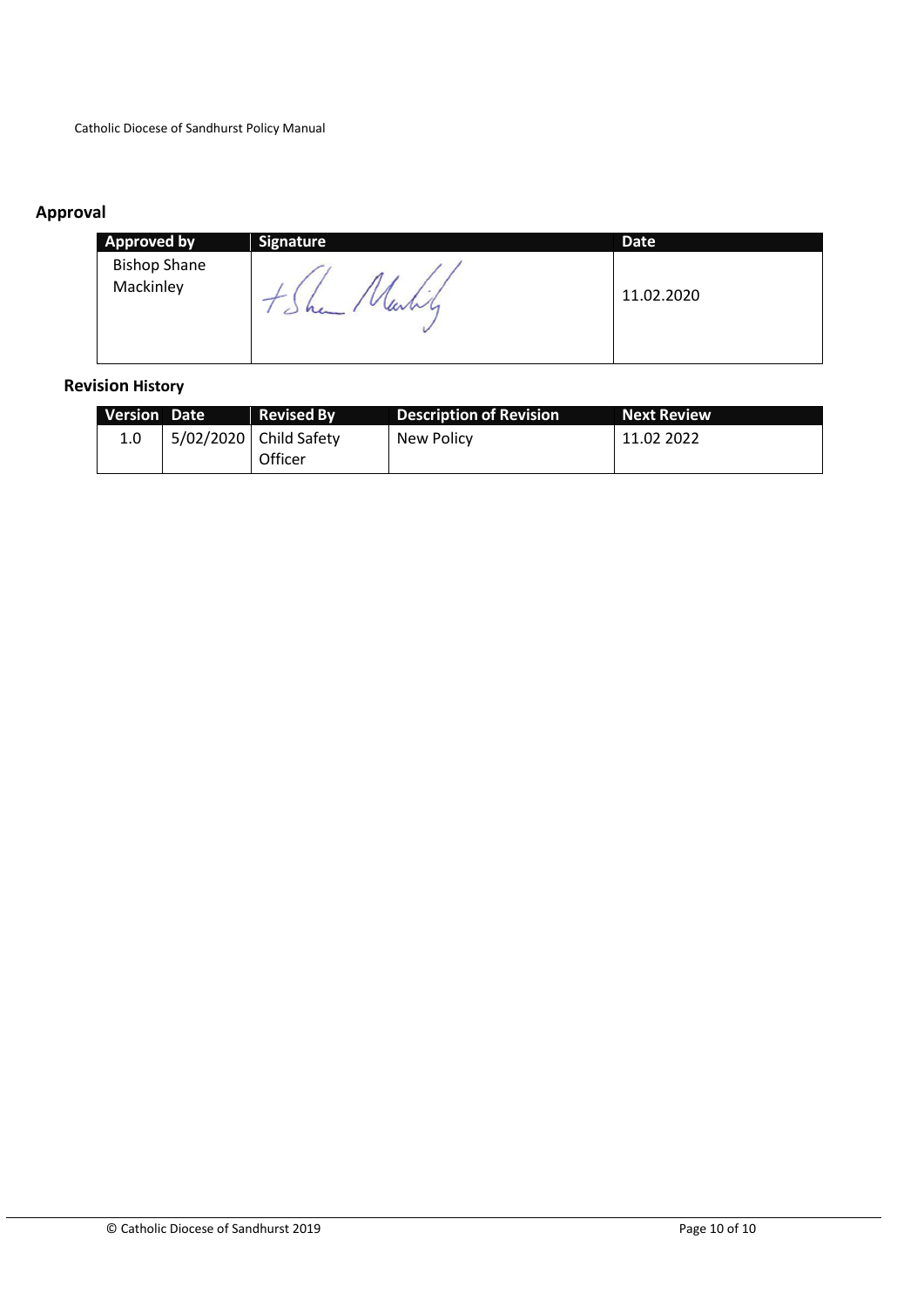## Approval

| Approved by | Signature | Date |
|---|---|---|
| Bishop Shane Mackinley | + Shane Mackinlay | 11.02.2020 |

### Revision History

| Version | Date | Revised By | Description of Revision | Next Review |
|---|---|---|---|---|
| 1.0 | 5/02/2020 | Child Safety Officer | New Policy | 11.02 2022 |